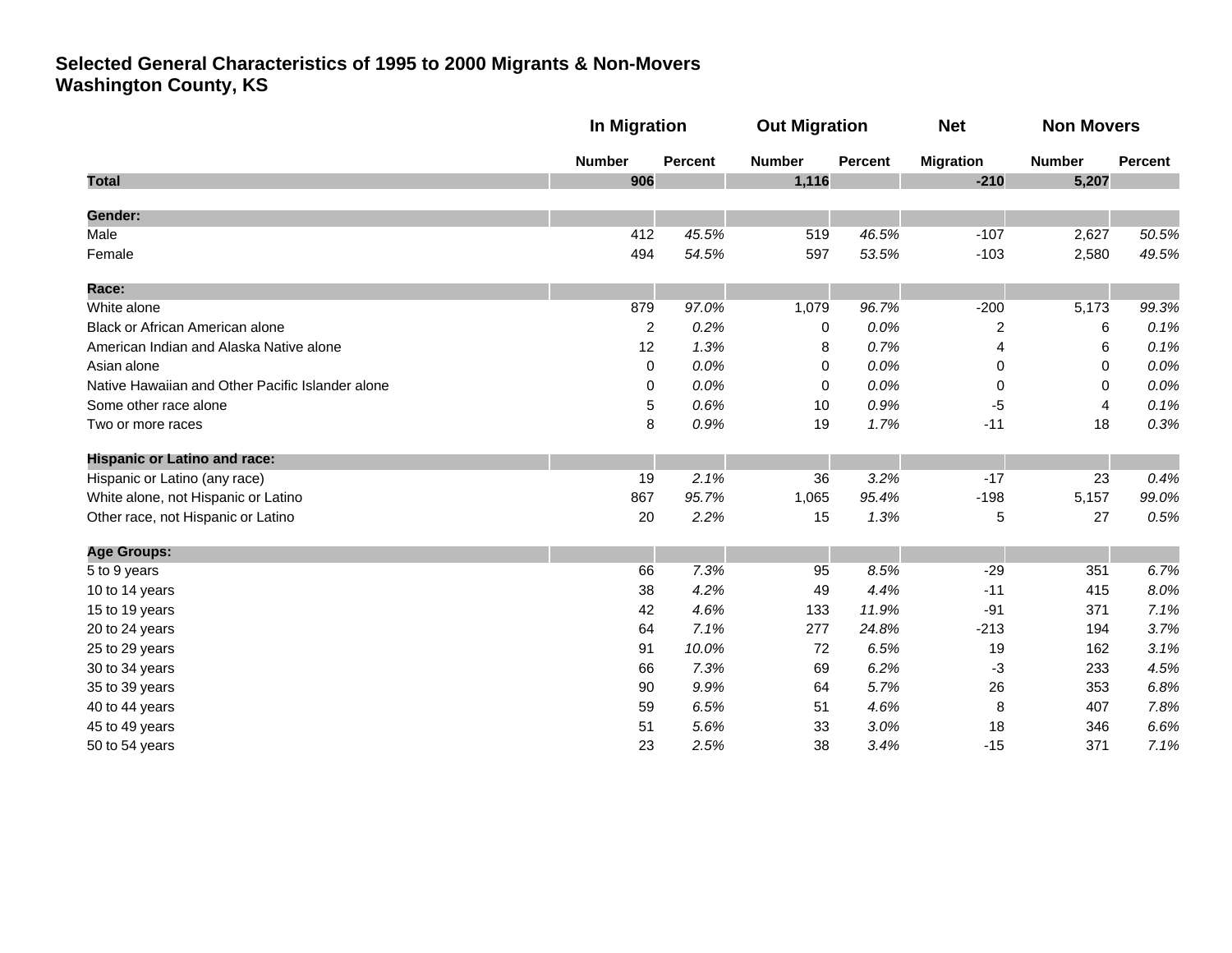# Selected General Characteristics of 1995 to 2000 Migrants & Non-Movers
# Washington County, KS

| | In Migration | | Out Migration | | Net | Non Movers | |
|---|---|---|---|---|---|---|---|
| | Number | Percent | Number | Percent | Migration | Number | Percent |
| **Total** | **906** | | **1,116** | | **-210** | **5,207** | |
| **Gender:** | | | | | | | |
| Male | 412 | *45.5%* | 519 | *46.5%* | -107 | 2,627 | *50.5%* |
| Female | 494 | *54.5%* | 597 | *53.5%* | -103 | 2,580 | *49.5%* |
| **Race:** | | | | | | | |
| White alone | 879 | *97.0%* | 1,079 | *96.7%* | -200 | 5,173 | *99.3%* |
| Black or African American alone | 2 | *0.2%* | 0 | *0.0%* | 2 | 6 | *0.1%* |
| American Indian and Alaska Native alone | 12 | *1.3%* | 8 | *0.7%* | 4 | 6 | *0.1%* |
| Asian alone | 0 | *0.0%* | 0 | *0.0%* | 0 | 0 | *0.0%* |
| Native Hawaiian and Other Pacific Islander alone | 0 | *0.0%* | 0 | *0.0%* | 0 | 0 | *0.0%* |
| Some other race alone | 5 | *0.6%* | 10 | *0.9%* | -5 | 4 | *0.1%* |
| Two or more races | 8 | *0.9%* | 19 | *1.7%* | -11 | 18 | *0.3%* |
| **Hispanic or Latino and race:** | | | | | | | |
| Hispanic or Latino (any race) | 19 | *2.1%* | 36 | *3.2%* | -17 | 23 | *0.4%* |
| White alone, not Hispanic or Latino | 867 | *95.7%* | 1,065 | *95.4%* | -198 | 5,157 | *99.0%* |
| Other race, not Hispanic or Latino | 20 | *2.2%* | 15 | *1.3%* | 5 | 27 | *0.5%* |
| **Age Groups:** | | | | | | | |
| 5 to 9 years | 66 | *7.3%* | 95 | *8.5%* | -29 | 351 | *6.7%* |
| 10 to 14 years | 38 | *4.2%* | 49 | *4.4%* | -11 | 415 | *8.0%* |
| 15 to 19 years | 42 | *4.6%* | 133 | *11.9%* | -91 | 371 | *7.1%* |
| 20 to 24 years | 64 | *7.1%* | 277 | *24.8%* | -213 | 194 | *3.7%* |
| 25 to 29 years | 91 | *10.0%* | 72 | *6.5%* | 19 | 162 | *3.1%* |
| 30 to 34 years | 66 | *7.3%* | 69 | *6.2%* | -3 | 233 | *4.5%* |
| 35 to 39 years | 90 | *9.9%* | 64 | *5.7%* | 26 | 353 | *6.8%* |
| 40 to 44 years | 59 | *6.5%* | 51 | *4.6%* | 8 | 407 | *7.8%* |
| 45 to 49 years | 51 | *5.6%* | 33 | *3.0%* | 18 | 346 | *6.6%* |
| 50 to 54 years | 23 | *2.5%* | 38 | *3.4%* | -15 | 371 | *7.1%* |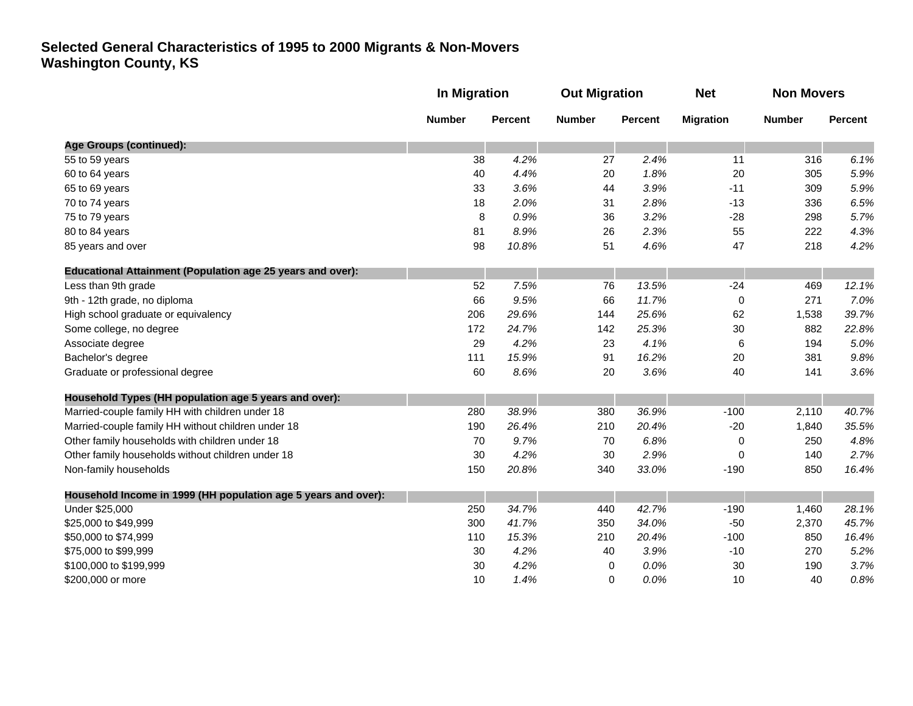# Selected General Characteristics of 1995 to 2000 Migrants & Non-Movers
## Washington County, KS

| | In Migration | | Out Migration | | Net | Non Movers | |
|---|---|---|---|---|---|---|---|
| | Number | Percent | Number | Percent | Migration | Number | Percent |
| **Age Groups (continued):** | | | | | | | |
| 55 to 59 years | 38 | *4.2%* | 27 | *2.4%* | 11 | 316 | *6.1%* |
| 60 to 64 years | 40 | *4.4%* | 20 | *1.8%* | 20 | 305 | *5.9%* |
| 65 to 69 years | 33 | *3.6%* | 44 | *3.9%* | -11 | 309 | *5.9%* |
| 70 to 74 years | 18 | *2.0%* | 31 | *2.8%* | -13 | 336 | *6.5%* |
| 75 to 79 years | 8 | *0.9%* | 36 | *3.2%* | -28 | 298 | *5.7%* |
| 80 to 84 years | 81 | *8.9%* | 26 | *2.3%* | 55 | 222 | *4.3%* |
| 85 years and over | 98 | *10.8%* | 51 | *4.6%* | 47 | 218 | *4.2%* |
| **Educational Attainment (Population age 25 years and over):** | | | | | | | |
| Less than 9th grade | 52 | *7.5%* | 76 | *13.5%* | -24 | 469 | *12.1%* |
| 9th - 12th grade, no diploma | 66 | *9.5%* | 66 | *11.7%* | 0 | 271 | *7.0%* |
| High school graduate or equivalency | 206 | *29.6%* | 144 | *25.6%* | 62 | 1,538 | *39.7%* |
| Some college, no degree | 172 | *24.7%* | 142 | *25.3%* | 30 | 882 | *22.8%* |
| Associate degree | 29 | *4.2%* | 23 | *4.1%* | 6 | 194 | *5.0%* |
| Bachelor's degree | 111 | *15.9%* | 91 | *16.2%* | 20 | 381 | *9.8%* |
| Graduate or professional degree | 60 | *8.6%* | 20 | *3.6%* | 40 | 141 | *3.6%* |
| **Household Types (HH population age 5 years and over):** | | | | | | | |
| Married-couple family HH with children under 18 | 280 | *38.9%* | 380 | *36.9%* | -100 | 2,110 | *40.7%* |
| Married-couple family HH without children under 18 | 190 | *26.4%* | 210 | *20.4%* | -20 | 1,840 | *35.5%* |
| Other family households with children under 18 | 70 | *9.7%* | 70 | *6.8%* | 0 | 250 | *4.8%* |
| Other family households without children under 18 | 30 | *4.2%* | 30 | *2.9%* | 0 | 140 | *2.7%* |
| Non-family households | 150 | *20.8%* | 340 | *33.0%* | -190 | 850 | *16.4%* |
| **Household Income in 1999 (HH population age 5 years and over):** | | | | | | | |
| Under $25,000 | 250 | *34.7%* | 440 | *42.7%* | -190 | 1,460 | *28.1%* |
| $25,000 to $49,999 | 300 | *41.7%* | 350 | *34.0%* | -50 | 2,370 | *45.7%* |
| $50,000 to $74,999 | 110 | *15.3%* | 210 | *20.4%* | -100 | 850 | *16.4%* |
| $75,000 to $99,999 | 30 | *4.2%* | 40 | *3.9%* | -10 | 270 | *5.2%* |
| $100,000 to $199,999 | 30 | *4.2%* | 0 | *0.0%* | 30 | 190 | *3.7%* |
| $200,000 or more | 10 | *1.4%* | 0 | *0.0%* | 10 | 40 | *0.8%* |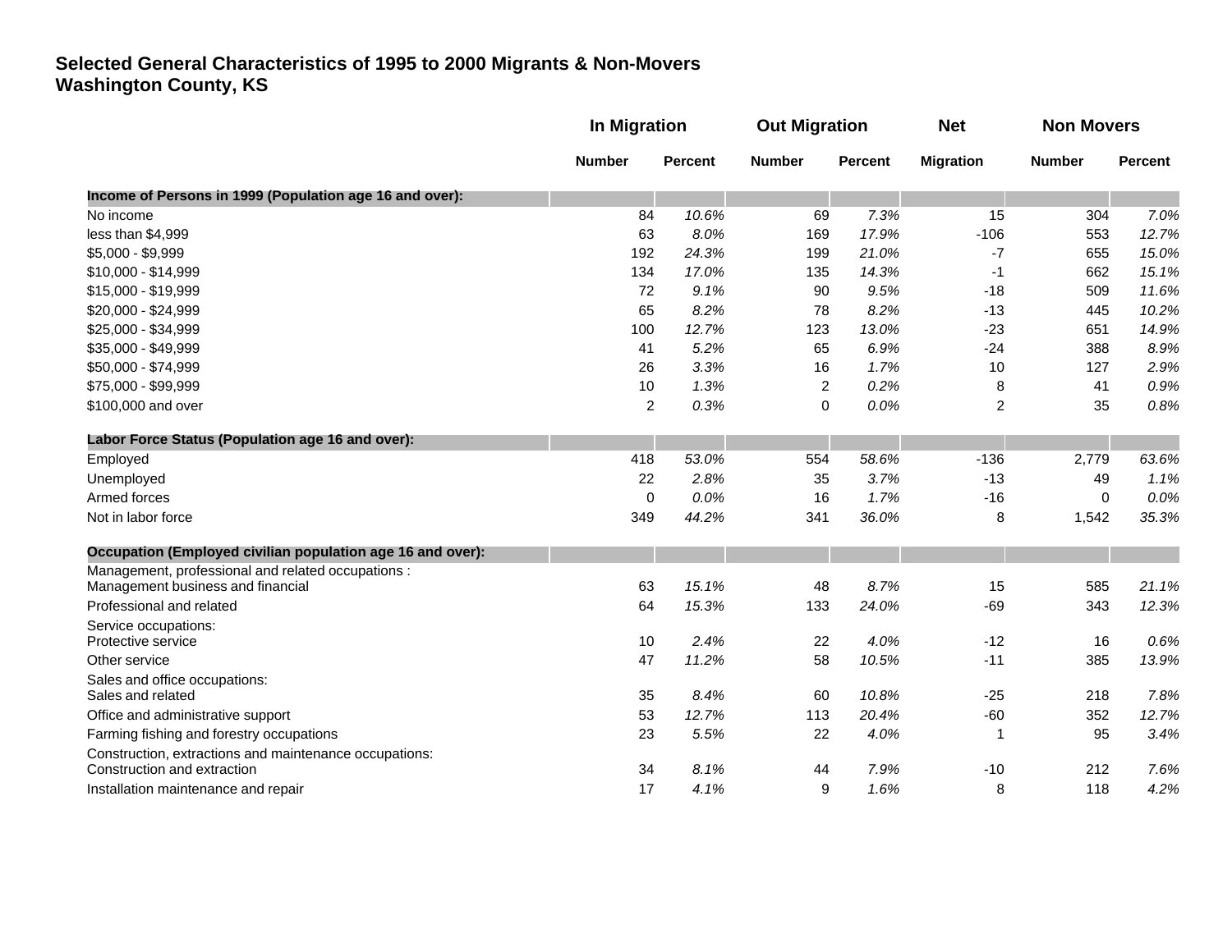**Selected General Characteristics of 1995 to 2000 Migrants & Non-Movers**
**Washington County, KS**

| | In Migration | | Out Migration | | Net | Non Movers | |
|---|---|---|---|---|---|---|---|
| | Number | Percent | Number | Percent | Migration | Number | Percent |
| **Income of Persons in 1999 (Population age 16 and over):** | | | | | | | |
| No income | 84 | *10.6%* | 69 | *7.3%* | 15 | 304 | *7.0%* |
| less than $4,999 | 63 | *8.0%* | 169 | *17.9%* | -106 | 553 | *12.7%* |
| $5,000 - $9,999 | 192 | *24.3%* | 199 | *21.0%* | -7 | 655 | *15.0%* |
| $10,000 - $14,999 | 134 | *17.0%* | 135 | *14.3%* | -1 | 662 | *15.1%* |
| $15,000 - $19,999 | 72 | *9.1%* | 90 | *9.5%* | -18 | 509 | *11.6%* |
| $20,000 - $24,999 | 65 | *8.2%* | 78 | *8.2%* | -13 | 445 | *10.2%* |
| $25,000 - $34,999 | 100 | *12.7%* | 123 | *13.0%* | -23 | 651 | *14.9%* |
| $35,000 - $49,999 | 41 | *5.2%* | 65 | *6.9%* | -24 | 388 | *8.9%* |
| $50,000 - $74,999 | 26 | *3.3%* | 16 | *1.7%* | 10 | 127 | *2.9%* |
| $75,000 - $99,999 | 10 | *1.3%* | 2 | *0.2%* | 8 | 41 | *0.9%* |
| $100,000 and over | 2 | *0.3%* | 0 | *0.0%* | 2 | 35 | *0.8%* |
| **Labor Force Status (Population age 16 and over):** | | | | | | | |
| Employed | 418 | *53.0%* | 554 | *58.6%* | -136 | 2,779 | *63.6%* |
| Unemployed | 22 | *2.8%* | 35 | *3.7%* | -13 | 49 | *1.1%* |
| Armed forces | 0 | *0.0%* | 16 | *1.7%* | -16 | 0 | *0.0%* |
| Not in labor force | 349 | *44.2%* | 341 | *36.0%* | 8 | 1,542 | *35.3%* |
| **Occupation (Employed civilian population age 16 and over):** | | | | | | | |
| Management, professional and related occupations : Management business and financial | 63 | *15.1%* | 48 | *8.7%* | 15 | 585 | *21.1%* |
| Professional and related | 64 | *15.3%* | 133 | *24.0%* | -69 | 343 | *12.3%* |
| Service occupations: Protective service | 10 | *2.4%* | 22 | *4.0%* | -12 | 16 | *0.6%* |
| Other service | 47 | *11.2%* | 58 | *10.5%* | -11 | 385 | *13.9%* |
| Sales and office occupations: Sales and related | 35 | *8.4%* | 60 | *10.8%* | -25 | 218 | *7.8%* |
| Office and administrative support | 53 | *12.7%* | 113 | *20.4%* | -60 | 352 | *12.7%* |
| Farming fishing and forestry occupations | 23 | *5.5%* | 22 | *4.0%* | 1 | 95 | *3.4%* |
| Construction, extractions and maintenance occupations: Construction and extraction | 34 | *8.1%* | 44 | *7.9%* | -10 | 212 | *7.6%* |
| Installation maintenance and repair | 17 | *4.1%* | 9 | *1.6%* | 8 | 118 | *4.2%* |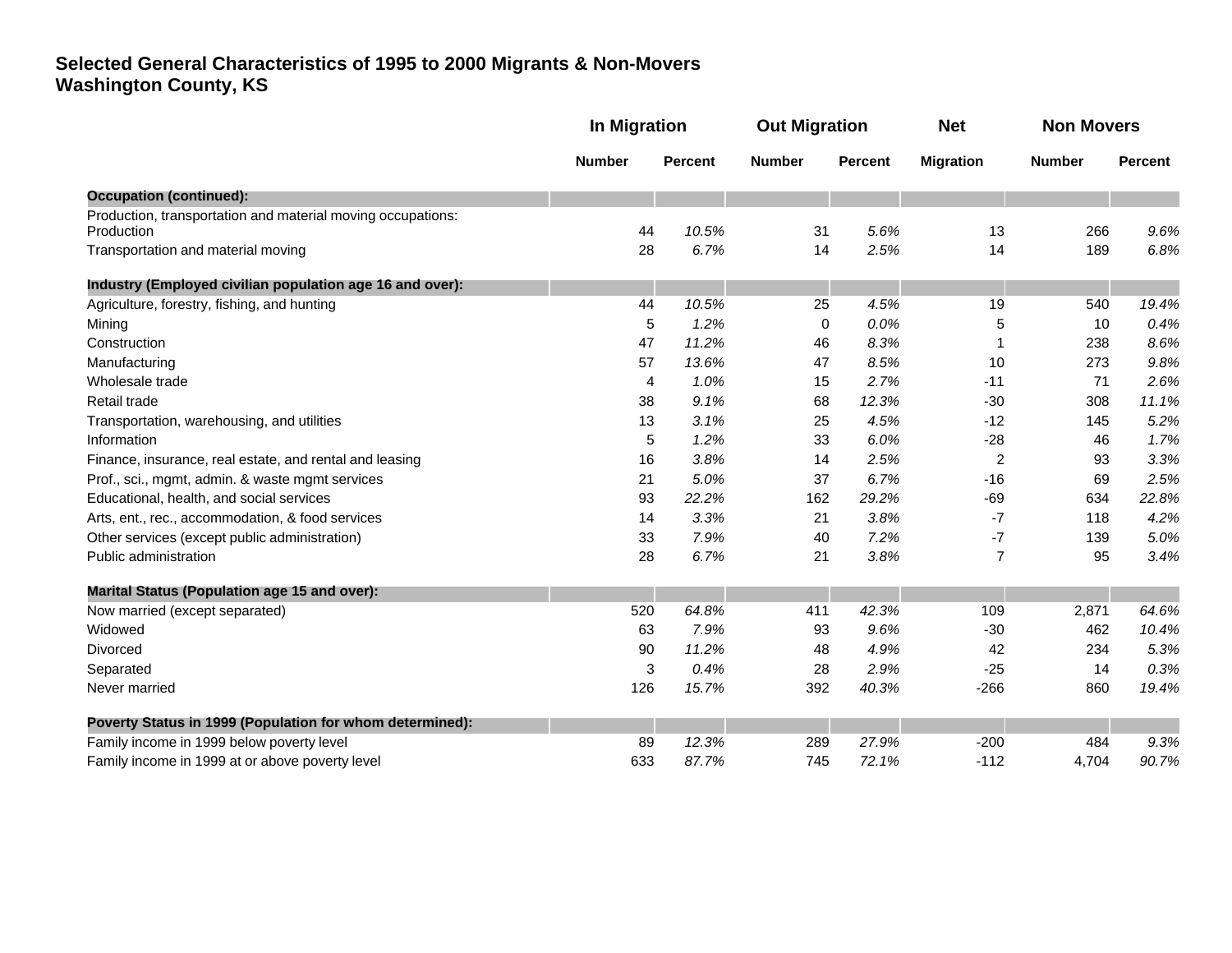# Selected General Characteristics of 1995 to 2000 Migrants & Non-Movers
# Washington County, KS

| | In Migration | | Out Migration | | Net | Non Movers | |
|---|---|---|---|---|---|---|---|
| | Number | Percent | Number | Percent | Migration | Number | Percent |
| **Occupation (continued):** | | | | | | | |
| Production, transportation and material moving occupations: | | | | | | | |
| Production | 44 | *10.5%* | 31 | *5.6%* | 13 | 266 | *9.6%* |
| Transportation and material moving | 28 | *6.7%* | 14 | *2.5%* | 14 | 189 | *6.8%* |
| **Industry (Employed civilian population age 16 and over):** | | | | | | | |
| Agriculture, forestry, fishing, and hunting | 44 | *10.5%* | 25 | *4.5%* | 19 | 540 | *19.4%* |
| Mining | 5 | *1.2%* | 0 | *0.0%* | 5 | 10 | *0.4%* |
| Construction | 47 | *11.2%* | 46 | *8.3%* | 1 | 238 | *8.6%* |
| Manufacturing | 57 | *13.6%* | 47 | *8.5%* | 10 | 273 | *9.8%* |
| Wholesale trade | 4 | *1.0%* | 15 | *2.7%* | -11 | 71 | *2.6%* |
| Retail trade | 38 | *9.1%* | 68 | *12.3%* | -30 | 308 | *11.1%* |
| Transportation, warehousing, and utilities | 13 | *3.1%* | 25 | *4.5%* | -12 | 145 | *5.2%* |
| Information | 5 | *1.2%* | 33 | *6.0%* | -28 | 46 | *1.7%* |
| Finance, insurance, real estate, and rental and leasing | 16 | *3.8%* | 14 | *2.5%* | 2 | 93 | *3.3%* |
| Prof., sci., mgmt, admin. & waste mgmt services | 21 | *5.0%* | 37 | *6.7%* | -16 | 69 | *2.5%* |
| Educational, health, and social services | 93 | *22.2%* | 162 | *29.2%* | -69 | 634 | *22.8%* |
| Arts, ent., rec., accommodation, & food services | 14 | *3.3%* | 21 | *3.8%* | -7 | 118 | *4.2%* |
| Other services (except public administration) | 33 | *7.9%* | 40 | *7.2%* | -7 | 139 | *5.0%* |
| Public administration | 28 | *6.7%* | 21 | *3.8%* | 7 | 95 | *3.4%* |
| **Marital Status (Population age 15 and over):** | | | | | | | |
| Now married (except separated) | 520 | *64.8%* | 411 | *42.3%* | 109 | 2,871 | *64.6%* |
| Widowed | 63 | *7.9%* | 93 | *9.6%* | -30 | 462 | *10.4%* |
| Divorced | 90 | *11.2%* | 48 | *4.9%* | 42 | 234 | *5.3%* |
| Separated | 3 | *0.4%* | 28 | *2.9%* | -25 | 14 | *0.3%* |
| Never married | 126 | *15.7%* | 392 | *40.3%* | -266 | 860 | *19.4%* |
| **Poverty Status in 1999 (Population for whom determined):** | | | | | | | |
| Family income in 1999 below poverty level | 89 | *12.3%* | 289 | *27.9%* | -200 | 484 | *9.3%* |
| Family income in 1999 at or above poverty level | 633 | *87.7%* | 745 | *72.1%* | -112 | 4,704 | *90.7%* |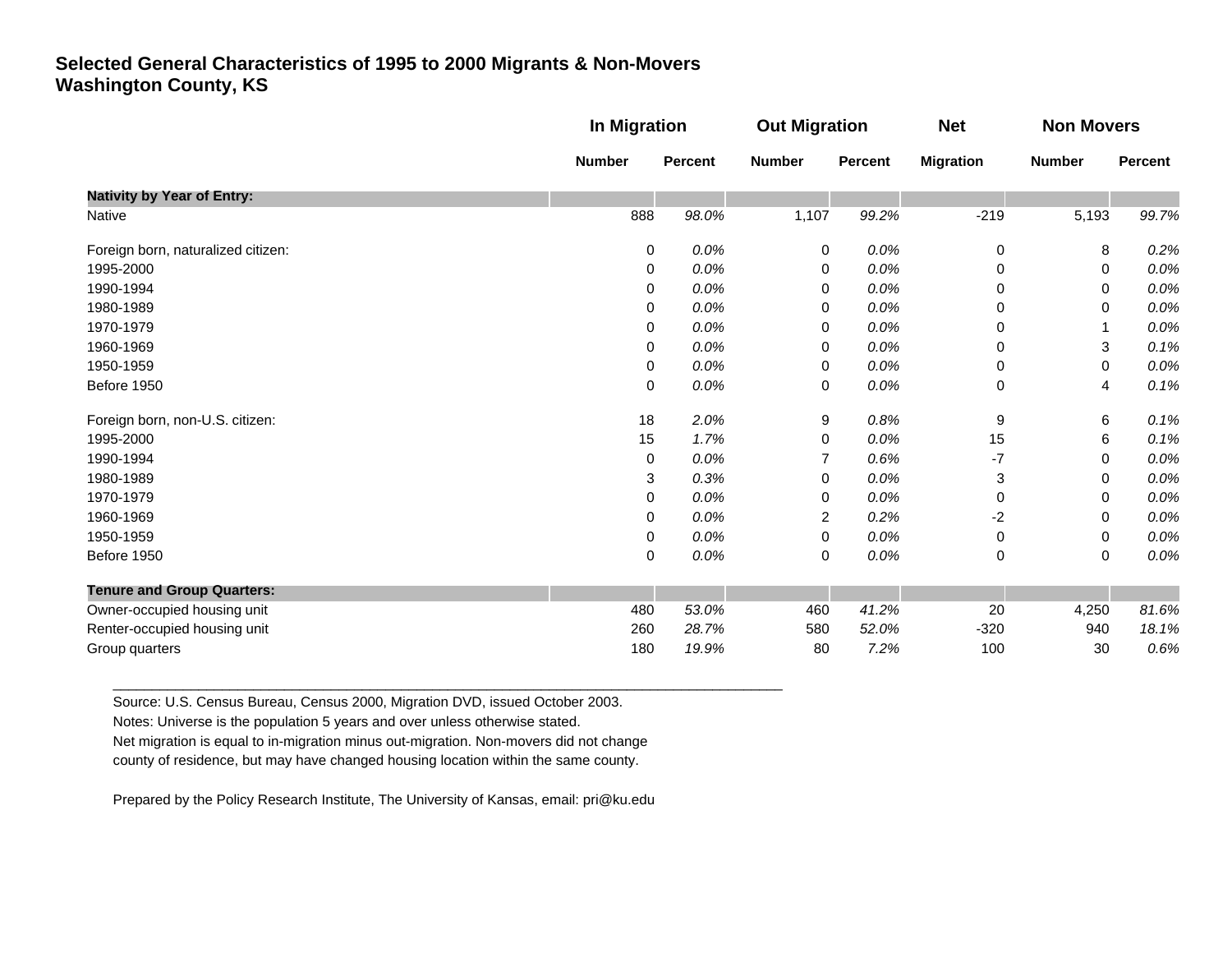# Selected General Characteristics of 1995 to 2000 Migrants & Non-Movers
## Washington County, KS

| | In Migration | | Out Migration | | Net | Non Movers | |
|---|---|---|---|---|---|---|---|
| | Number | Percent | Number | Percent | Migration | Number | Percent |
| **Nativity by Year of Entry:** | | | | | | | |
| Native | 888 | *98.0%* | 1,107 | *99.2%* | -219 | 5,193 | *99.7%* |
| Foreign born, naturalized citizen: | 0 | *0.0%* | 0 | *0.0%* | 0 | 8 | *0.2%* |
| 1995-2000 | 0 | *0.0%* | 0 | *0.0%* | 0 | 0 | *0.0%* |
| 1990-1994 | 0 | *0.0%* | 0 | *0.0%* | 0 | 0 | *0.0%* |
| 1980-1989 | 0 | *0.0%* | 0 | *0.0%* | 0 | 0 | *0.0%* |
| 1970-1979 | 0 | *0.0%* | 0 | *0.0%* | 0 | 1 | *0.0%* |
| 1960-1969 | 0 | *0.0%* | 0 | *0.0%* | 0 | 3 | *0.1%* |
| 1950-1959 | 0 | *0.0%* | 0 | *0.0%* | 0 | 0 | *0.0%* |
| Before 1950 | 0 | *0.0%* | 0 | *0.0%* | 0 | 4 | *0.1%* |
| Foreign born, non-U.S. citizen: | 18 | *2.0%* | 9 | *0.8%* | 9 | 6 | *0.1%* |
| 1995-2000 | 15 | *1.7%* | 0 | *0.0%* | 15 | 6 | *0.1%* |
| 1990-1994 | 0 | *0.0%* | 7 | *0.6%* | -7 | 0 | *0.0%* |
| 1980-1989 | 3 | *0.3%* | 0 | *0.0%* | 3 | 0 | *0.0%* |
| 1970-1979 | 0 | *0.0%* | 0 | *0.0%* | 0 | 0 | *0.0%* |
| 1960-1969 | 0 | *0.0%* | 2 | *0.2%* | -2 | 0 | *0.0%* |
| 1950-1959 | 0 | *0.0%* | 0 | *0.0%* | 0 | 0 | *0.0%* |
| Before 1950 | 0 | *0.0%* | 0 | *0.0%* | 0 | 0 | *0.0%* |
| **Tenure and Group Quarters:** | | | | | | | |
| Owner-occupied housing unit | 480 | *53.0%* | 460 | *41.2%* | 20 | 4,250 | *81.6%* |
| Renter-occupied housing unit | 260 | *28.7%* | 580 | *52.0%* | -320 | 940 | *18.1%* |
| Group quarters | 180 | *19.9%* | 80 | *7.2%* | 100 | 30 | *0.6%* |

Source: U.S. Census Bureau, Census 2000, Migration DVD, issued October 2003.
Notes: Universe is the population 5 years and over unless otherwise stated.
Net migration is equal to in-migration minus out-migration. Non-movers did not change county of residence, but may have changed housing location within the same county.

Prepared by the Policy Research Institute, The University of Kansas, email: pri@ku.edu